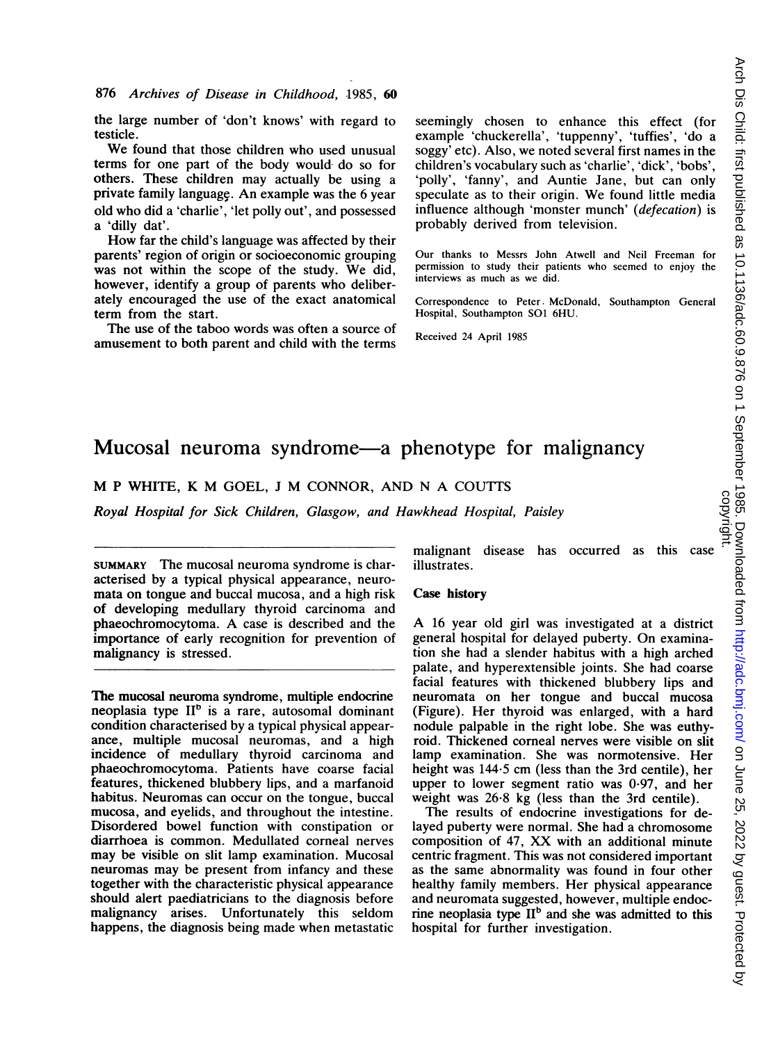the large number of 'don't knows' with regard to testicle.

We found that those children who used unusual terms for one part of the body would do so for others. These children may actually be using a private family language. An example was the 6 year old who did a 'charlie', 'let polly out', and possessed a 'dilly dat'.

How far the child's language was affected by their parents' region of origin or socioeconomic grouping was not within the scope of the study. We did, however, identify a group of parents who deliberately encouraged the use of the exact anatomical term from the start.

The use of the taboo words was often a source of amusement to both parent and child with the terms seemingly chosen to enhance this effect (for example 'chuckerella', 'tuppenny', 'tuffies', 'do a soggy' etc). Also, we noted several first names in the children's vocabulary such as 'charlie', 'dick', 'bobs', 'polly', 'fanny', and Auntie Jane, but can only speculate as to their origin. We found little media influence although 'monster munch' (*defecation*) is probably derived from television.

Our thanks to Messrs John Atwell and Neil Freeman for permission to study their patients who seemed to enjoy the interviews as much as we did.

Correspondence to Peter McDonald, Southampton General Hospital, Southampton SO1 6HU.

Received 24 April 1985

# Mucosal neuroma syndrome—a phenotype for malignancy

M P WHITE, K M GOEL, J M CONNOR, AND N A COUTTS

*Royal Hospital for Sick Children, Glasgow, and Hawkhead Hospital, Paisley*

SUMMARY The mucosal neuroma syndrome is characterised by a typical physical appearance, neuromata on tongue and buccal mucosa, and a high risk of developing medullary thyroid carcinoma and phaeochromocytoma. A case is described and the importance of early recognition for prevention of malignancy is stressed.

**The mucosal neuroma syndrome**, multiple endocrine neoplasia type $II^b$ is a rare, autosomal dominant condition characterised by a typical physical appearance, multiple mucosal neuromas, and a high incidence of medullary thyroid carcinoma and phaeochromocytoma. Patients have coarse facial features, thickened blubbery lips, and a marfanoid habitus. Neuromas can occur on the tongue, buccal mucosa, and eyelids, and throughout the intestine. Disordered bowel function with constipation or diarrhoea is common. Medullated corneal nerves may be visible on slit lamp examination. Mucosal neuromas may be present from infancy and these together with the characteristic physical appearance should alert paediatricians to the diagnosis before malignancy arises. Unfortunately this seldom happens, the diagnosis being made when metastatic malignant disease has occurred as this case illustrates.

## Case history

A 16 year old girl was investigated at a district general hospital for delayed puberty. On examination she had a slender habitus with a high arched palate, and hyperextensible joints. She had coarse facial features with thickened blubbery lips and neuromata on her tongue and buccal mucosa (Figure). Her thyroid was enlarged, with a hard nodule palpable in the right lobe. She was euthyroid. Thickened corneal nerves were visible on slit lamp examination. She was normotensive. Her height was 144·5 cm (less than the 3rd centile), her upper to lower segment ratio was 0·97, and her weight was 26·8 kg (less than the 3rd centile).

The results of endocrine investigations for delayed puberty were normal. She had a chromosome composition of 47, XX with an additional minute centric fragment. This was not considered important as the same abnormality was found in four other healthy family members. Her physical appearance and neuromata suggested, however, multiple endocrine neoplasia type $II^b$ and she was admitted to this hospital for further investigation.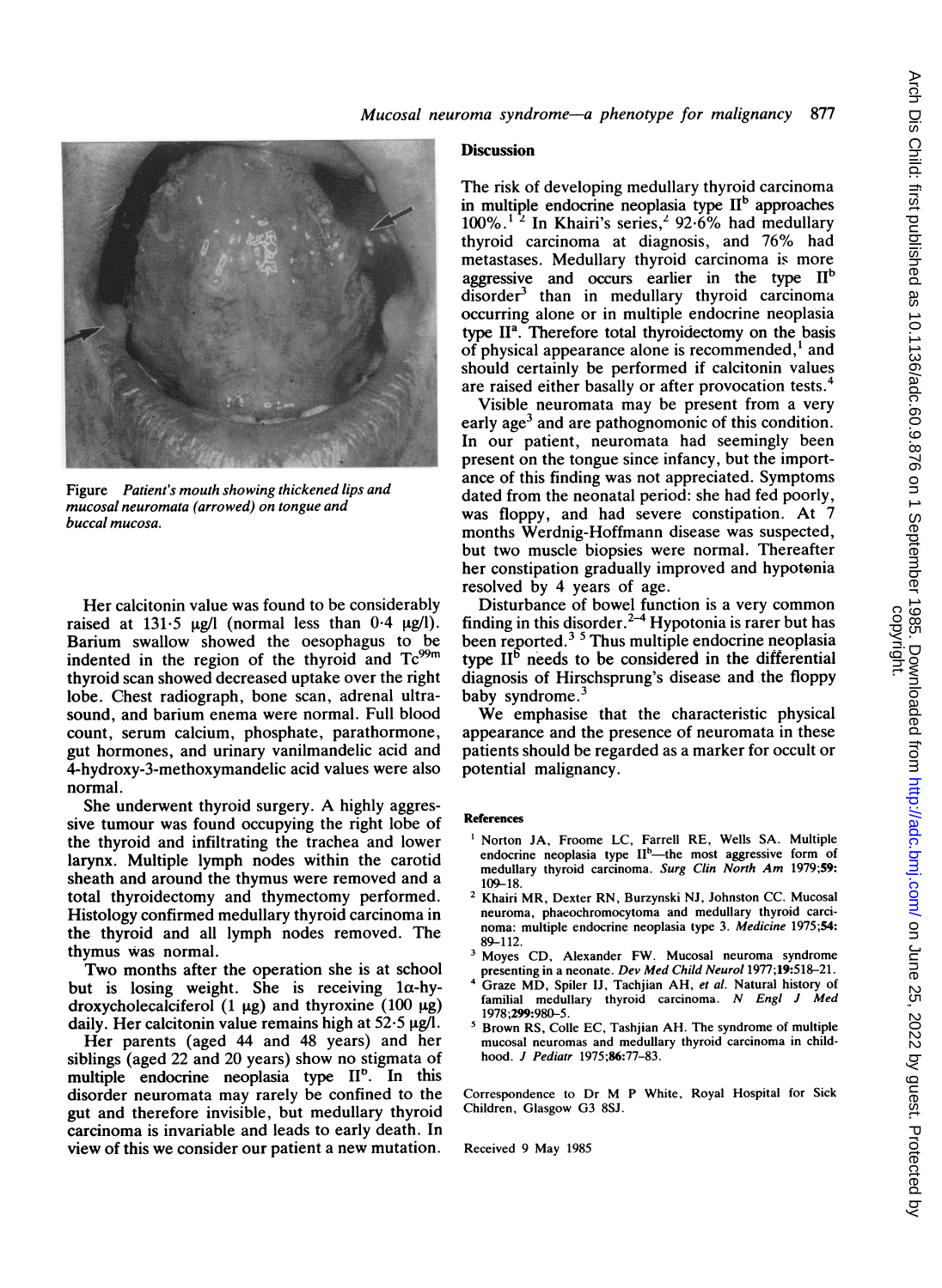Figure *Patient's mouth showing thickened lips and mucosal neuromata (arrowed) on tongue and buccal mucosa.*

Her calcitonin value was found to be considerably raised at 131·5 μg/l (normal less than 0·4 μg/l). Barium swallow showed the oesophagus to be indented in the region of the thyroid and $Tc^{99m}$ thyroid scan showed decreased uptake over the right lobe. Chest radiograph, bone scan, adrenal ultrasound, and barium enema were normal. Full blood count, serum calcium, phosphate, parathormone, gut hormones, and urinary vanilmandelic acid and 4-hydroxy-3-methoxymandelic acid values were also normal.

She underwent thyroid surgery. A highly aggressive tumour was found occupying the right lobe of the thyroid and infiltrating the trachea and lower larynx. Multiple lymph nodes within the carotid sheath and around the thymus were removed and a total thyroidectomy and thymectomy performed. Histology confirmed medullary thyroid carcinoma in the thyroid and all lymph nodes removed. The thymus was normal.

Two months after the operation she is at school but is losing weight. She is receiving 1α-hydroxycholecalciferol (1 μg) and thyroxine (100 μg) daily. Her calcitonin value remains high at 52·5 μg/l.

Her parents (aged 44 and 48 years) and her siblings (aged 22 and 20 years) show no stigmata of multiple endocrine neoplasia type $II^b$. In this disorder neuromata may rarely be confined to the gut and therefore invisible, but medullary thyroid carcinoma is invariable and leads to early death. In view of this we consider our patient a new mutation.

## Discussion

The risk of developing medullary thyroid carcinoma in multiple endocrine neoplasia type $II^b$ approaches 100%.[1 2] In Khairi's series,[2] 92·6% had medullary thyroid carcinoma at diagnosis, and 76% had metastases. Medullary thyroid carcinoma is more aggressive and occurs earlier in the type $II^b$ disorder[3] than in medullary thyroid carcinoma occurring alone or in multiple endocrine neoplasia type $II^a$. Therefore total thyroidectomy on the basis of physical appearance alone is recommended,[1] and should certainly be performed if calcitonin values are raised either basally or after provocation tests.[4]

Visible neuromata may be present from a very early age[3] and are pathognomonic of this condition. In our patient, neuromata had seemingly been present on the tongue since infancy, but the importance of this finding was not appreciated. Symptoms dated from the neonatal period: she had fed poorly, was floppy, and had severe constipation. At 7 months Werdnig-Hoffmann disease was suspected, but two muscle biopsies were normal. Thereafter her constipation gradually improved and hypotonia resolved by 4 years of age.

Disturbance of bowel function is a very common finding in this disorder.[2–4] Hypotonia is rarer but has been reported.[3 5] Thus multiple endocrine neoplasia type $II^b$ needs to be considered in the differential diagnosis of Hirschsprung's disease and the floppy baby syndrome.[3]

We emphasise that the characteristic physical appearance and the presence of neuromata in these patients should be regarded as a marker for occult or potential malignancy.

### References

1. Norton JA, Froome LC, Farrell RE, Wells SA. Multiple endocrine neoplasia type $II^b$—the most aggressive form of medullary thyroid carcinoma. *Surg Clin North Am* 1979;**59**: 109–18.
2. Khairi MR, Dexter RN, Burzynski NJ, Johnston CC. Mucosal neuroma, phaeochromocytoma and medullary thyroid carcinoma: multiple endocrine neoplasia type 3. *Medicine* 1975;**54**: 89–112.
3. Moyes CD, Alexander FW. Mucosal neuroma syndrome presenting in a neonate. *Dev Med Child Neurol* 1977;**19**:518–21.
4. Graze MD, Spiler IJ, Tachjian AH, *et al*. Natural history of familial medullary thyroid carcinoma. *N Engl J Med* 1978;**299**:980–5.
5. Brown RS, Colle EC, Tashjian AH. The syndrome of multiple mucosal neuromas and medullary thyroid carcinoma in childhood. *J Pediatr* 1975;**86**:77–83.

Correspondence to Dr M P White, Royal Hospital for Sick Children, Glasgow G3 8SJ.

Received 9 May 1985